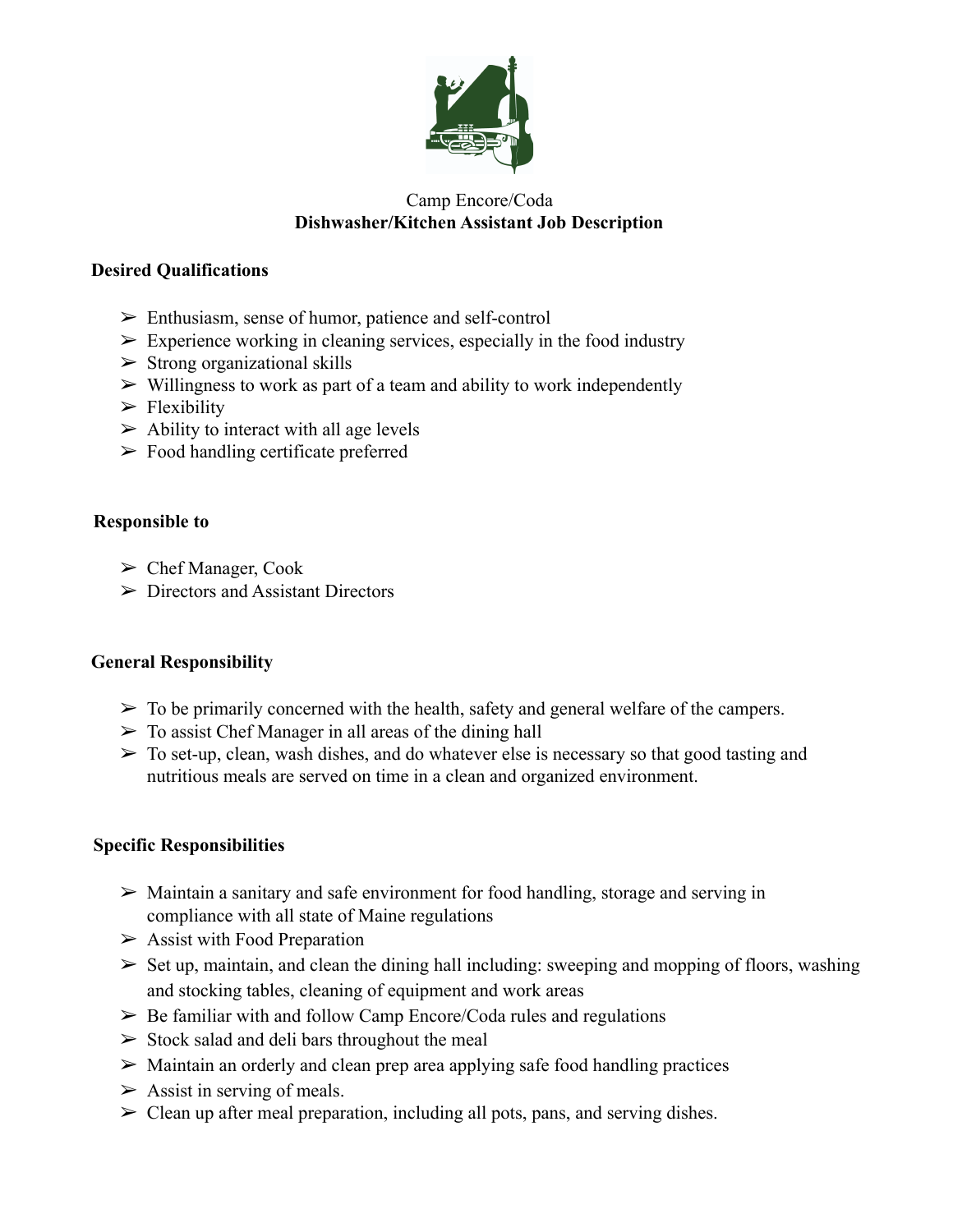Camp Encore/Coda

# Dishwasher/Kitchen Assistant Job Description

## Desired Qualifications

- Enthusiasm, sense of humor, patience and self-control
- Experience working in cleaning services, especially in the food industry
- Strong organizational skills
- Willingness to work as part of a team and ability to work independently
- Flexibility
- Ability to interact with all age levels
- Food handling certificate preferred

## Responsible to

- Chef Manager, Cook
- Directors and Assistant Directors

## General Responsibility

- To be primarily concerned with the health, safety and general welfare of the campers.
- To assist Chef Manager in all areas of the dining hall
- To set-up, clean, wash dishes, and do whatever else is necessary so that good tasting and nutritious meals are served on time in a clean and organized environment.

## Specific Responsibilities

- Maintain a sanitary and safe environment for food handling, storage and serving in compliance with all state of Maine regulations
- Assist with Food Preparation
- Set up, maintain, and clean the dining hall including: sweeping and mopping of floors, washing and stocking tables, cleaning of equipment and work areas
- Be familiar with and follow Camp Encore/Coda rules and regulations
- Stock salad and deli bars throughout the meal
- Maintain an orderly and clean prep area applying safe food handling practices
- Assist in serving of meals.
- Clean up after meal preparation, including all pots, pans, and serving dishes.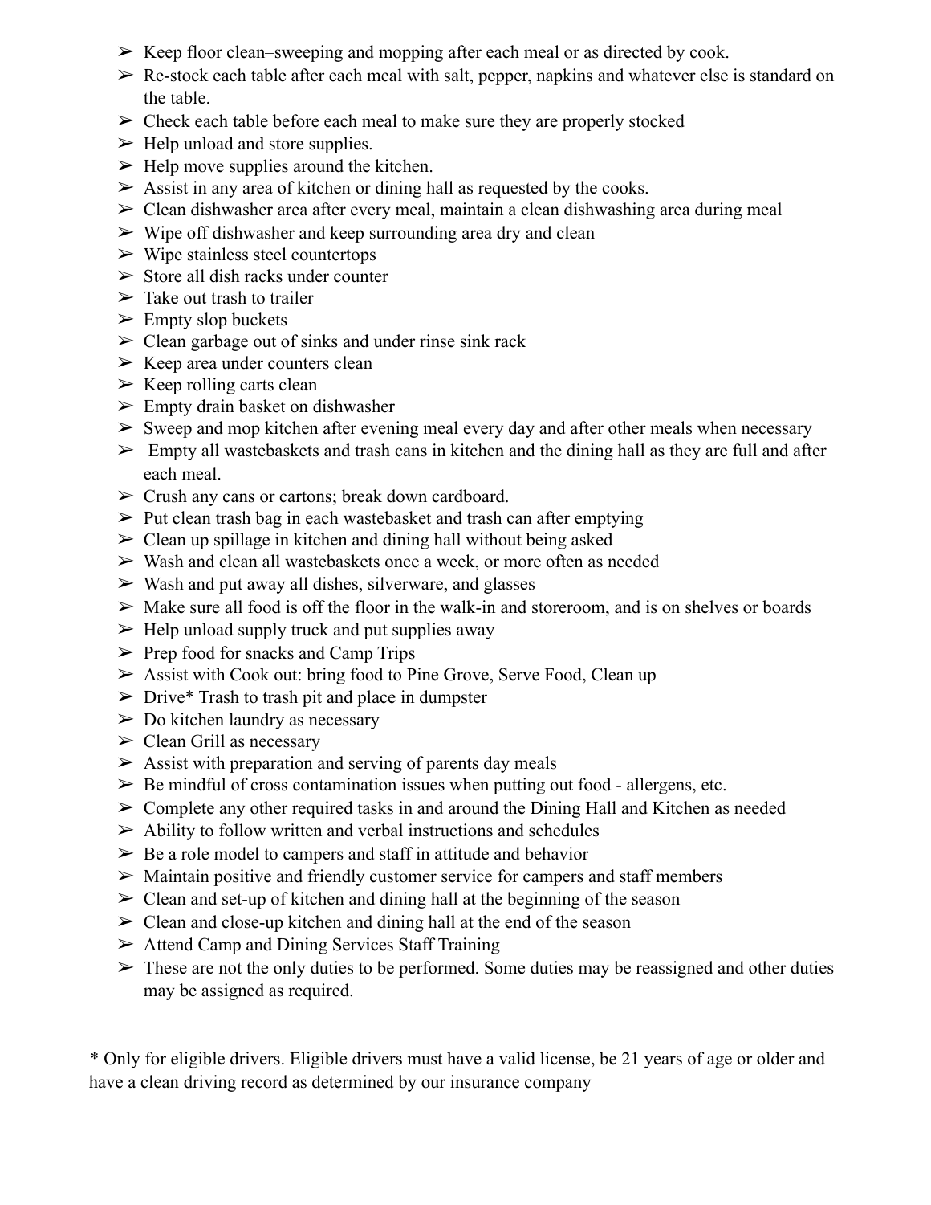- Keep floor clean–sweeping and mopping after each meal or as directed by cook.
- Re-stock each table after each meal with salt, pepper, napkins and whatever else is standard on the table.
- Check each table before each meal to make sure they are properly stocked
- Help unload and store supplies.
- Help move supplies around the kitchen.
- Assist in any area of kitchen or dining hall as requested by the cooks.
- Clean dishwasher area after every meal, maintain a clean dishwashing area during meal
- Wipe off dishwasher and keep surrounding area dry and clean
- Wipe stainless steel countertops
- Store all dish racks under counter
- Take out trash to trailer
- Empty slop buckets
- Clean garbage out of sinks and under rinse sink rack
- Keep area under counters clean
- Keep rolling carts clean
- Empty drain basket on dishwasher
- Sweep and mop kitchen after evening meal every day and after other meals when necessary
- Empty all wastebaskets and trash cans in kitchen and the dining hall as they are full and after each meal.
- Crush any cans or cartons; break down cardboard.
- Put clean trash bag in each wastebasket and trash can after emptying
- Clean up spillage in kitchen and dining hall without being asked
- Wash and clean all wastebaskets once a week, or more often as needed
- Wash and put away all dishes, silverware, and glasses
- Make sure all food is off the floor in the walk-in and storeroom, and is on shelves or boards
- Help unload supply truck and put supplies away
- Prep food for snacks and Camp Trips
- Assist with Cook out: bring food to Pine Grove, Serve Food, Clean up
- Drive* Trash to trash pit and place in dumpster
- Do kitchen laundry as necessary
- Clean Grill as necessary
- Assist with preparation and serving of parents day meals
- Be mindful of cross contamination issues when putting out food - allergens, etc.
- Complete any other required tasks in and around the Dining Hall and Kitchen as needed
- Ability to follow written and verbal instructions and schedules
- Be a role model to campers and staff in attitude and behavior
- Maintain positive and friendly customer service for campers and staff members
- Clean and set-up of kitchen and dining hall at the beginning of the season
- Clean and close-up kitchen and dining hall at the end of the season
- Attend Camp and Dining Services Staff Training
- These are not the only duties to be performed. Some duties may be reassigned and other duties may be assigned as required.

*\* Only for eligible drivers. Eligible drivers must have a valid license, be 21 years of age or older and have a clean driving record as determined by our insurance company*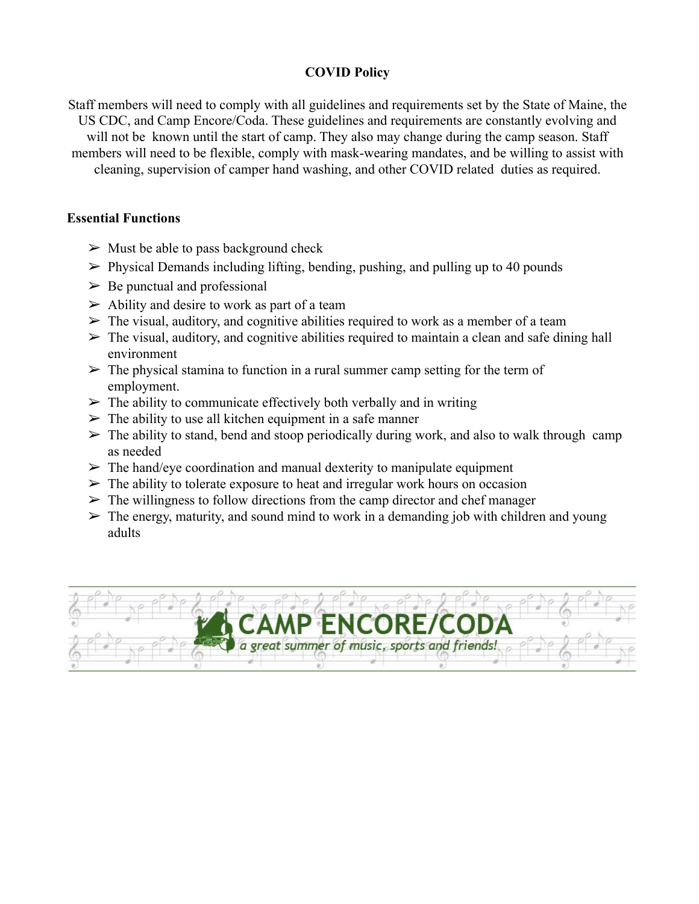**COVID Policy**

Staff members will need to comply with all guidelines and requirements set by the State of Maine, the US CDC, and Camp Encore/Coda. These guidelines and requirements are constantly evolving and will not be known until the start of camp. They also may change during the camp season. Staff members will need to be flexible, comply with mask-wearing mandates, and be willing to assist with cleaning, supervision of camper hand washing, and other COVID related duties as required.

**Essential Functions**

- Must be able to pass background check
- Physical Demands including lifting, bending, pushing, and pulling up to 40 pounds
- Be punctual and professional
- Ability and desire to work as part of a team
- The visual, auditory, and cognitive abilities required to work as a member of a team
- The visual, auditory, and cognitive abilities required to maintain a clean and safe dining hall environment
- The physical stamina to function in a rural summer camp setting for the term of employment.
- The ability to communicate effectively both verbally and in writing
- The ability to use all kitchen equipment in a safe manner
- The ability to stand, bend and stoop periodically during work, and also to walk through camp as needed
- The hand/eye coordination and manual dexterity to manipulate equipment
- The ability to tolerate exposure to heat and irregular work hours on occasion
- The willingness to follow directions from the camp director and chef manager
- The energy, maturity, and sound mind to work in a demanding job with children and young adults

CAMP ENCORE/CODA

*a great summer of music, sports and friends!*